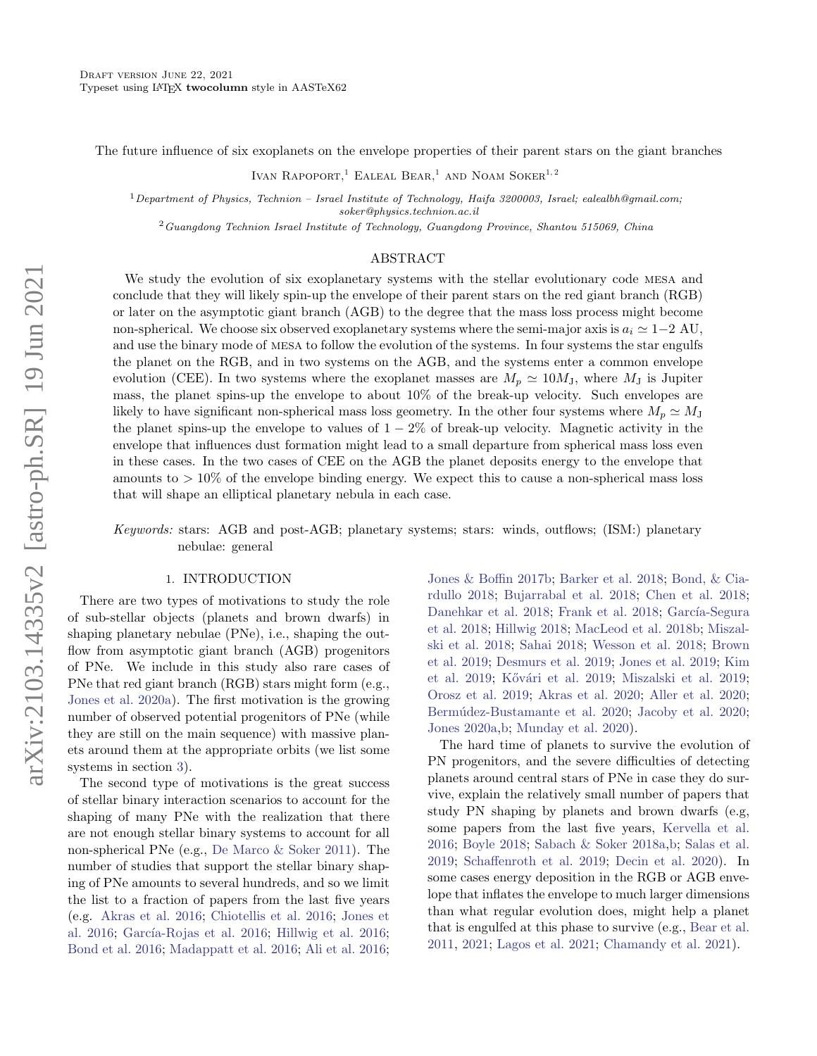# The future influence of six exoplanets on the envelope properties of their parent stars on the giant branches

Ivan Rapoport,[1] Ealeal Bear,[1] and Noam Soker[1,2]

[1] Department of Physics, Technion – Israel Institute of Technology, Haifa 3200003, Israel; ealealbh@gmail.com; soker@physics.technion.ac.il

[2] Guangdong Technion Israel Institute of Technology, Guangdong Province, Shantou 515069, China

## ABSTRACT

We study the evolution of six exoplanetary systems with the stellar evolutionary code MESA and conclude that they will likely spin-up the envelope of their parent stars on the red giant branch (RGB) or later on the asymptotic giant branch (AGB) to the degree that the mass loss process might become non-spherical. We choose six observed exoplanetary systems where the semi-major axis is $a_i \simeq 1-2$ AU, and use the binary mode of MESA to follow the evolution of the systems. In four systems the star engulfs the planet on the RGB, and in two systems on the AGB, and the systems enter a common envelope evolution (CEE). In two systems where the exoplanet masses are $M_p \simeq 10 M_{\rm J}$, where $M_{\rm J}$ is Jupiter mass, the planet spins-up the envelope to about 10% of the break-up velocity. Such envelopes are likely to have significant non-spherical mass loss geometry. In the other four systems where $M_p \simeq M_{\rm J}$ the planet spins-up the envelope to values of $1-2\%$ of break-up velocity. Magnetic activity in the envelope that influences dust formation might lead to a small departure from spherical mass loss even in these cases. In the two cases of CEE on the AGB the planet deposits energy to the envelope that amounts to $> 10\%$ of the envelope binding energy. We expect this to cause a non-spherical mass loss that will shape an elliptical planetary nebula in each case.

*Keywords:* stars: AGB and post-AGB; planetary systems; stars: winds, outflows; (ISM:) planetary nebulae: general

## 1. INTRODUCTION

There are two types of motivations to study the role of sub-stellar objects (planets and brown dwarfs) in shaping planetary nebulae (PNe), i.e., shaping the outflow from asymptotic giant branch (AGB) progenitors of PNe. We include in this study also rare cases of PNe that red giant branch (RGB) stars might form (e.g., Jones et al. 2020a). The first motivation is the growing number of observed potential progenitors of PNe (while they are still on the main sequence) with massive planets around them at the appropriate orbits (we list some systems in section 3).

The second type of motivations is the great success of stellar binary interaction scenarios to account for the shaping of many PNe with the realization that there are not enough stellar binary systems to account for all non-spherical PNe (e.g., De Marco & Soker 2011). The number of studies that support the stellar binary shaping of PNe amounts to several hundreds, and so we limit the list to a fraction of papers from the last five years (e.g. Akras et al. 2016; Chiotellis et al. 2016; Jones et al. 2016; García-Rojas et al. 2016; Hillwig et al. 2016; Bond et al. 2016; Madappatt et al. 2016; Ali et al. 2016; Jones & Boffin 2017b; Barker et al. 2018; Bond, & Ciardullo 2018; Bujarrabal et al. 2018; Chen et al. 2018; Danehkar et al. 2018; Frank et al. 2018; García-Segura et al. 2018; Hillwig 2018; MacLeod et al. 2018b; Miszalski et al. 2018; Sahai 2018; Wesson et al. 2018; Brown et al. 2019; Desmurs et al. 2019; Jones et al. 2019; Kim et al. 2019; Kővári et al. 2019; Miszalski et al. 2019; Orosz et al. 2019; Akras et al. 2020; Aller et al. 2020; Bermúdez-Bustamante et al. 2020; Jacoby et al. 2020; Jones 2020a,b; Munday et al. 2020).

The hard time of planets to survive the evolution of PN progenitors, and the severe difficulties of detecting planets around central stars of PNe in case they do survive, explain the relatively small number of papers that study PN shaping by planets and brown dwarfs (e.g, some papers from the last five years, Kervella et al. 2016; Boyle 2018; Sabach & Soker 2018a,b; Salas et al. 2019; Schaffenroth et al. 2019; Decin et al. 2020). In some cases energy deposition in the RGB or AGB envelope that inflates the envelope to much larger dimensions than what regular evolution does, might help a planet that is engulfed at this phase to survive (e.g., Bear et al. 2011, 2021; Lagos et al. 2021; Chamandy et al. 2021).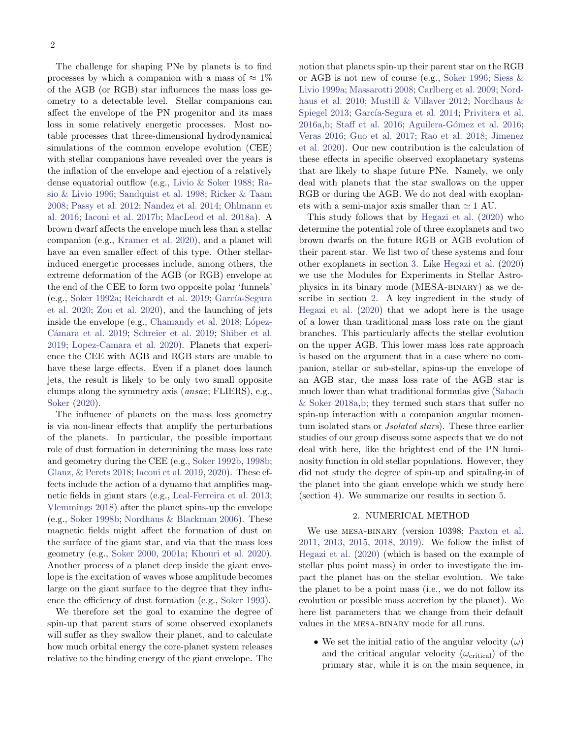The challenge for shaping PNe by planets is to find processes by which a companion with a mass of $\approx 1\%$ of the AGB (or RGB) star influences the mass loss geometry to a detectable level. Stellar companions can affect the envelope of the PN progenitor and its mass loss in some relatively energetic processes. Most notable processes that three-dimensional hydrodynamical simulations of the common envelope evolution (CEE) with stellar companions have revealed over the years is the inflation of the envelope and ejection of a relatively dense equatorial outflow (e.g., Livio & Soker 1988; Rasio & Livio 1996; Sandquist et al. 1998; Ricker & Taam 2008; Passy et al. 2012; Nandez et al. 2014; Ohlmann et al. 2016; Iaconi et al. 2017b; MacLeod et al. 2018a). A brown dwarf affects the envelope much less than a stellar companion (e.g., Kramer et al. 2020), and a planet will have an even smaller effect of this type. Other stellar-induced energetic processes include, among others, the extreme deformation of the AGB (or RGB) envelope at the end of the CEE to form two opposite polar 'funnels' (e.g., Soker 1992a; Reichardt et al. 2019; García-Segura et al. 2020; Zou et al. 2020), and the launching of jets inside the envelope (e.g., Chamandy et al. 2018; López-Cámara et al. 2019; Schreier et al. 2019; Shiber et al. 2019; Lopez-Camara et al. 2020). Planets that experience the CEE with AGB and RGB stars are unable to have these large effects. Even if a planet does launch jets, the result is likely to be only two small opposite clumps along the symmetry axis (*ansae*; FLIERS), e.g., Soker (2020).

The influence of planets on the mass loss geometry is via non-linear effects that amplify the perturbations of the planets. In particular, the possible important role of dust formation in determining the mass loss rate and geometry during the CEE (e.g., Soker 1992b, 1998b; Glanz, & Perets 2018; Iaconi et al. 2019, 2020). These effects include the action of a dynamo that amplifies magnetic fields in giant stars (e.g., Leal-Ferreira et al. 2013; Vlemmings 2018) after the planet spins-up the envelope (e.g., Soker 1998b; Nordhaus & Blackman 2006). These magnetic fields might affect the formation of dust on the surface of the giant star, and via that the mass loss geometry (e.g., Soker 2000, 2001a; Khouri et al. 2020). Another process of a planet deep inside the giant envelope is the excitation of waves whose amplitude becomes large on the giant surface to the degree that they influence the efficiency of dust formation (e.g., Soker 1993).

We therefore set the goal to examine the degree of spin-up that parent stars of some observed exoplanets will suffer as they swallow their planet, and to calculate how much orbital energy the core-planet system releases relative to the binding energy of the giant envelope. The notion that planets spin-up their parent star on the RGB or AGB is not new of course (e.g., Soker 1996; Siess & Livio 1999a; Massarotti 2008; Carlberg et al. 2009; Nordhaus et al. 2010; Mustill & Villaver 2012; Nordhaus & Spiegel 2013; García-Segura et al. 2014; Privitera et al. 2016a,b; Staff et al. 2016; Aguilera-Gómez et al. 2016; Veras 2016; Guo et al. 2017; Rao et al. 2018; Jimenez et al. 2020). Our new contribution is the calculation of these effects in specific observed exoplanetary systems that are likely to shape future PNe. Namely, we only deal with planets that the star swallows on the upper RGB or during the AGB. We do not deal with exoplanets with a semi-major axis smaller than $\simeq 1$ AU.

This study follows that by Hegazi et al. (2020) who determine the potential role of three exoplanets and two brown dwarfs on the future RGB or AGB evolution of their parent star. We list two of these systems and four other exoplanets in section 3. Like Hegazi et al. (2020) we use the Modules for Experiments in Stellar Astrophysics in its binary mode (MESA-BINARY) as we describe in section 2. A key ingredient in the study of Hegazi et al. (2020) that we adopt here is the usage of a lower than traditional mass loss rate on the giant branches. This particularly affects the stellar evolution on the upper AGB. This lower mass loss rate approach is based on the argument that in a case where no companion, stellar or sub-stellar, spins-up the envelope of an AGB star, the mass loss rate of the AGB star is much lower than what traditional formulas give (Sabach & Soker 2018a,b; they termed such stars that suffer no spin-up interaction with a companion angular momentum isolated stars or *Jsolated stars*). These three earlier studies of our group discuss some aspects that we do not deal with here, like the brightest end of the PN luminosity function in old stellar populations. However, they did not study the degree of spin-up and spiraling-in of the planet into the giant envelope which we study here (section 4). We summarize our results in section 5.

## 2. NUMERICAL METHOD

We use MESA-BINARY (version 10398; Paxton et al. 2011, 2013, 2015, 2018, 2019). We follow the inlist of Hegazi et al. (2020) (which is based on the example of stellar plus point mass) in order to investigate the impact the planet has on the stellar evolution. We take the planet to be a point mass (i.e., we do not follow its evolution or possible mass accretion by the planet). We here list parameters that we change from their default values in the MESA-BINARY mode for all runs.

- We set the initial ratio of the angular velocity ($\omega$) and the critical angular velocity ($\omega_{\rm critical}$) of the primary star, while it is on the main sequence, in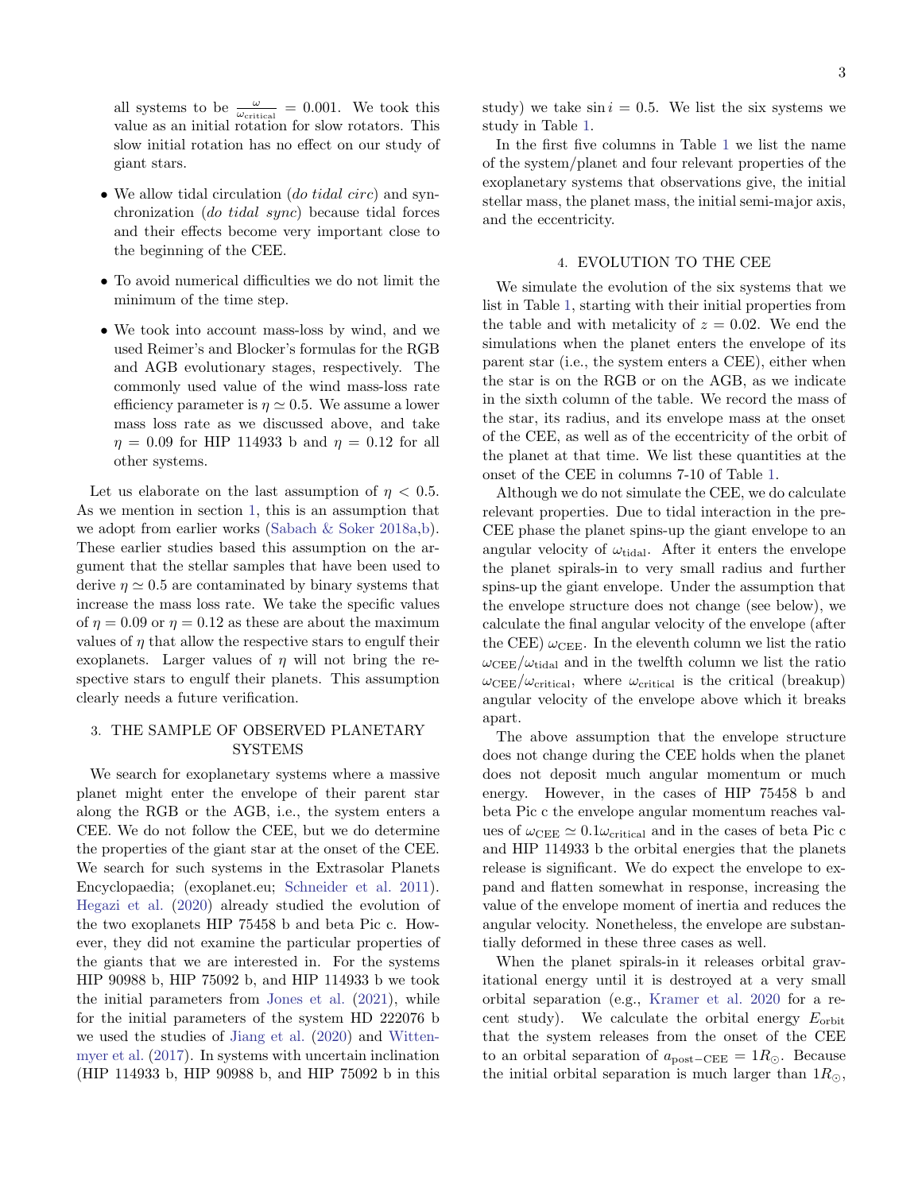all systems to be $\frac{\omega}{\omega_{\rm critical}} = 0.001$. We took this value as an initial rotation for slow rotators. This slow initial rotation has no effect on our study of giant stars.

- We allow tidal circulation (*do tidal circ*) and synchronization (*do tidal sync*) because tidal forces and their effects become very important close to the beginning of the CEE.
- To avoid numerical difficulties we do not limit the minimum of the time step.
- We took into account mass-loss by wind, and we used Reimer's and Blocker's formulas for the RGB and AGB evolutionary stages, respectively. The commonly used value of the wind mass-loss rate efficiency parameter is $\eta \simeq 0.5$. We assume a lower mass loss rate as we discussed above, and take $\eta = 0.09$ for HIP 114933 b and $\eta = 0.12$ for all other systems.

Let us elaborate on the last assumption of $\eta < 0.5$. As we mention in section 1, this is an assumption that we adopt from earlier works (Sabach & Soker 2018a,b). These earlier studies based this assumption on the argument that the stellar samples that have been used to derive $\eta \simeq 0.5$ are contaminated by binary systems that increase the mass loss rate. We take the specific values of $\eta = 0.09$ or $\eta = 0.12$ as these are about the maximum values of $\eta$ that allow the respective stars to engulf their exoplanets. Larger values of $\eta$ will not bring the respective stars to engulf their planets. This assumption clearly needs a future verification.

## 3. THE SAMPLE OF OBSERVED PLANETARY SYSTEMS

We search for exoplanetary systems where a massive planet might enter the envelope of their parent star along the RGB or the AGB, i.e., the system enters a CEE. We do not follow the CEE, but we do determine the properties of the giant star at the onset of the CEE. We search for such systems in the Extrasolar Planets Encyclopaedia; (exoplanet.eu; Schneider et al. 2011). Hegazi et al. (2020) already studied the evolution of the two exoplanets HIP 75458 b and beta Pic c. However, they did not examine the particular properties of the giants that we are interested in. For the systems HIP 90988 b, HIP 75092 b, and HIP 114933 b we took the initial parameters from Jones et al. (2021), while for the initial parameters of the system HD 222076 b we used the studies of Jiang et al. (2020) and Wittenmyer et al. (2017). In systems with uncertain inclination (HIP 114933 b, HIP 90988 b, and HIP 75092 b in this study) we take $\sin i = 0.5$. We list the six systems we study in Table 1.

In the first five columns in Table 1 we list the name of the system/planet and four relevant properties of the exoplanetary systems that observations give, the initial stellar mass, the planet mass, the initial semi-major axis, and the eccentricity.

## 4. EVOLUTION TO THE CEE

We simulate the evolution of the six systems that we list in Table 1, starting with their initial properties from the table and with metalicity of $z = 0.02$. We end the simulations when the planet enters the envelope of its parent star (i.e., the system enters a CEE), either when the star is on the RGB or on the AGB, as we indicate in the sixth column of the table. We record the mass of the star, its radius, and its envelope mass at the onset of the CEE, as well as of the eccentricity of the orbit of the planet at that time. We list these quantities at the onset of the CEE in columns 7-10 of Table 1.

Although we do not simulate the CEE, we do calculate relevant properties. Due to tidal interaction in the pre-CEE phase the planet spins-up the giant envelope to an angular velocity of $\omega_{\rm tidal}$. After it enters the envelope the planet spirals-in to very small radius and further spins-up the giant envelope. Under the assumption that the envelope structure does not change (see below), we calculate the final angular velocity of the envelope (after the CEE) $\omega_{\rm CEE}$. In the eleventh column we list the ratio $\omega_{\rm CEE}/\omega_{\rm tidal}$ and in the twelfth column we list the ratio $\omega_{\rm CEE}/\omega_{\rm critical}$, where $\omega_{\rm critical}$ is the critical (breakup) angular velocity of the envelope above which it breaks apart.

The above assumption that the envelope structure does not change during the CEE holds when the planet does not deposit much angular momentum or much energy. However, in the cases of HIP 75458 b and beta Pic c the envelope angular momentum reaches values of $\omega_{\rm CEE} \simeq 0.1\omega_{\rm critical}$ and in the cases of beta Pic c and HIP 114933 b the orbital energies that the planets release is significant. We do expect the envelope to expand and flatten somewhat in response, increasing the value of the envelope moment of inertia and reduces the angular velocity. Nonetheless, the envelope are substantially deformed in these three cases as well.

When the planet spirals-in it releases orbital gravitational energy until it is destroyed at a very small orbital separation (e.g., Kramer et al. 2020 for a recent study). We calculate the orbital energy $E_{\rm orbit}$ that the system releases from the onset of the CEE to an orbital separation of $a_{\rm post-CEE} = 1R_{\odot}$. Because the initial orbital separation is much larger than $1R_{\odot}$,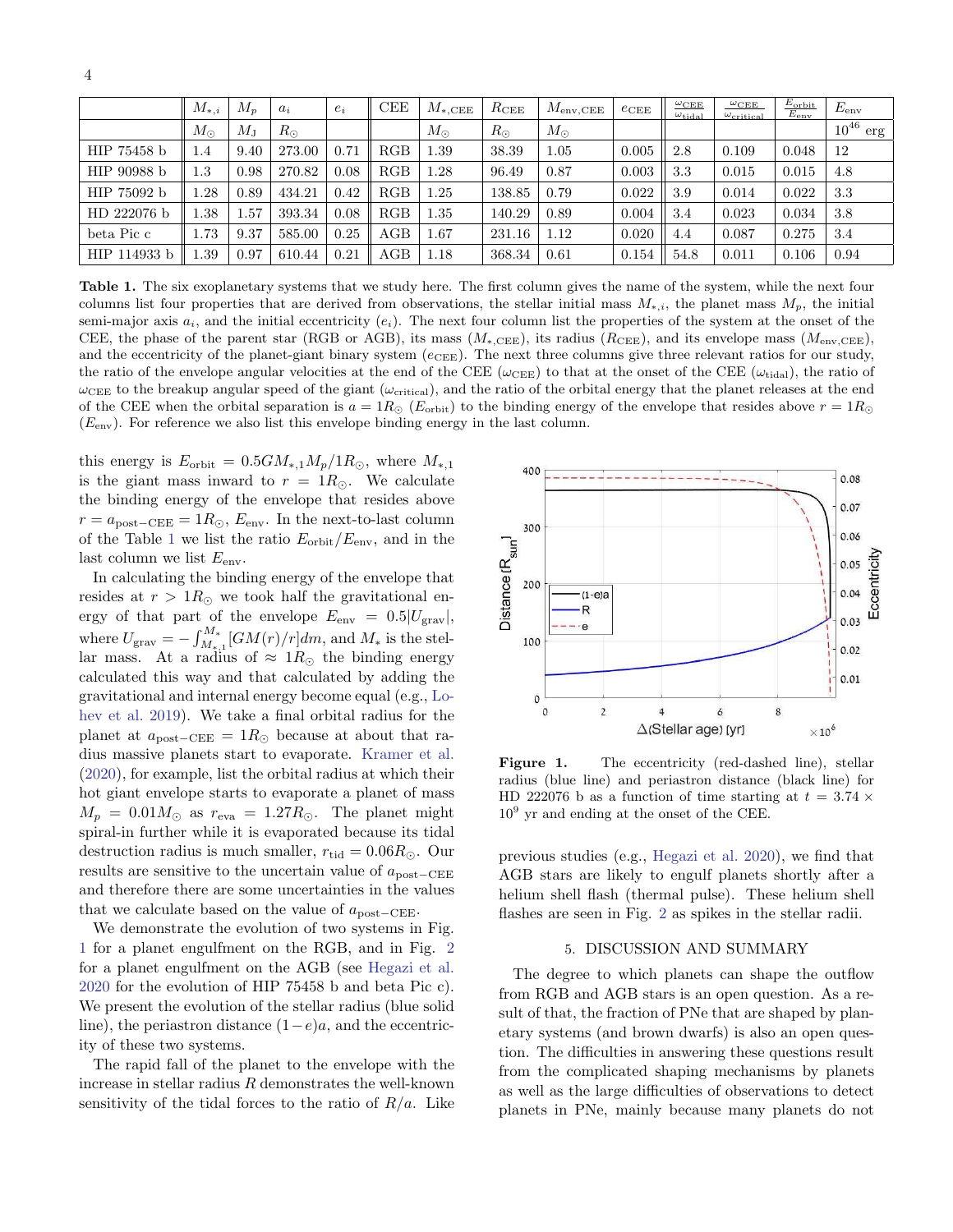|  | $M_{*,i}$ | $M_p$ | $a_i$ | $e_i$ | CEE | $M_{*,\rm CEE}$ | $R_{\rm CEE}$ | $M_{\rm env,CEE}$ | $e_{\rm CEE}$ | $\frac{\omega_{\rm CEE}}{\omega_{\rm tidal}}$ | $\frac{\omega_{\rm CEE}}{\omega_{\rm critical}}$ | $\frac{E_{\rm orbit}}{E_{\rm env}}$ | $E_{\rm env}$ |
|---|---|---|---|---|---|---|---|---|---|---|---|---|---|
|  | $M_\odot$ | $M_{\rm J}$ | $R_\odot$ |  |  | $M_\odot$ | $R_\odot$ | $M_\odot$ |  |  |  |  | $10^{46}$ erg |
| HIP 75458 b | 1.4 | 9.40 | 273.00 | 0.71 | RGB | 1.39 | 38.39 | 1.05 | 0.005 | 2.8 | 0.109 | 0.048 | 12 |
| HIP 90988 b | 1.3 | 0.98 | 270.82 | 0.08 | RGB | 1.28 | 96.49 | 0.87 | 0.003 | 3.3 | 0.015 | 0.015 | 4.8 |
| HIP 75092 b | 1.28 | 0.89 | 434.21 | 0.42 | RGB | 1.25 | 138.85 | 0.79 | 0.022 | 3.9 | 0.014 | 0.022 | 3.3 |
| HD 222076 b | 1.38 | 1.57 | 393.34 | 0.08 | RGB | 1.35 | 140.29 | 0.89 | 0.004 | 3.4 | 0.023 | 0.034 | 3.8 |
| beta Pic c | 1.73 | 9.37 | 585.00 | 0.25 | AGB | 1.67 | 231.16 | 1.12 | 0.020 | 4.4 | 0.087 | 0.275 | 3.4 |
| HIP 114933 b | 1.39 | 0.97 | 610.44 | 0.21 | AGB | 1.18 | 368.34 | 0.61 | 0.154 | 54.8 | 0.011 | 0.106 | 0.94 |

**Table 1.** The six exoplanetary systems that we study here. The first column gives the name of the system, while the next four columns list four properties that are derived from observations, the stellar initial mass $M_{*,i}$, the planet mass $M_p$, the initial semi-major axis $a_i$, and the initial eccentricity ($e_i$). The next four column list the properties of the system at the onset of the CEE, the phase of the parent star (RGB or AGB), its mass ($M_{*,\rm CEE}$), its radius ($R_{\rm CEE}$), and its envelope mass ($M_{\rm env,CEE}$), and the eccentricity of the planet-giant binary system ($e_{\rm CEE}$). The next three columns give three relevant ratios for our study, the ratio of the envelope angular velocities at the end of the CEE ($\omega_{\rm CEE}$) to that at the onset of the CEE ($\omega_{\rm tidal}$), the ratio of $\omega_{\rm CEE}$ to the breakup angular speed of the giant ($\omega_{\rm critical}$), and the ratio of the orbital energy that the planet releases at the end of the CEE when the orbital separation is $a = 1R_\odot$ ($E_{\rm orbit}$) to the binding energy of the envelope that resides above $r = 1R_\odot$ ($E_{\rm env}$). For reference we also list this envelope binding energy in the last column.

this energy is $E_{\rm orbit} = 0.5GM_{*,1}M_p/1R_\odot$, where $M_{*,1}$ is the giant mass inward to $r = 1R_\odot$. We calculate the binding energy of the envelope that resides above $r = a_{\rm post-CEE} = 1R_\odot$, $E_{\rm env}$. In the next-to-last column of the Table 1 we list the ratio $E_{\rm orbit}/E_{\rm env}$, and in the last column we list $E_{\rm env}$.

In calculating the binding energy of the envelope that resides at $r > 1R_\odot$ we took half the gravitational energy of that part of the envelope $E_{\rm env} = 0.5|U_{\rm grav}|$, where $U_{\rm grav} = -\int_{M_{*,1}}^{M_*}[GM(r)/r]dm$, and $M_*$ is the stellar mass. At a radius of $\approx 1R_\odot$ the binding energy calculated this way and that calculated by adding the gravitational and internal energy become equal (e.g., Lohev et al. 2019). We take a final orbital radius for the planet at $a_{\rm post-CEE} = 1R_\odot$ because at about that radius massive planets start to evaporate. Kramer et al. (2020), for example, list the orbital radius at which their hot giant envelope starts to evaporate a planet of mass $M_p = 0.01M_\odot$ as $r_{\rm eva} = 1.27R_\odot$. The planet might spiral-in further while it is evaporated because its tidal destruction radius is much smaller, $r_{\rm tid} = 0.06R_\odot$. Our results are sensitive to the uncertain value of $a_{\rm post-CEE}$ and therefore there are some uncertainties in the values that we calculate based on the value of $a_{\rm post-CEE}$.

We demonstrate the evolution of two systems in Fig. 1 for a planet engulfment on the RGB, and in Fig. 2 for a planet engulfment on the AGB (see Hegazi et al. 2020 for the evolution of HIP 75458 b and beta Pic c). We present the evolution of the stellar radius (blue solid line), the periastron distance $(1-e)a$, and the eccentricity of these two systems.

The rapid fall of the planet to the envelope with the increase in stellar radius $R$ demonstrates the well-known sensitivity of the tidal forces to the ratio of $R/a$. Like previous studies (e.g., Hegazi et al. 2020), we find that AGB stars are likely to engulf planets shortly after a helium shell flash (thermal pulse). These helium shell flashes are seen in Fig. 2 as spikes in the stellar radii.

**Figure 1.** The eccentricity (red-dashed line), stellar radius (blue line) and periastron distance (black line) for HD 222076 b as a function of time starting at $t = 3.74 \times 10^9$ yr and ending at the onset of the CEE.

## 5. DISCUSSION AND SUMMARY

The degree to which planets can shape the outflow from RGB and AGB stars is an open question. As a result of that, the fraction of PNe that are shaped by planetary systems (and brown dwarfs) is also an open question. The difficulties in answering these questions result from the complicated shaping mechanisms by planets as well as the large difficulties of observations to detect planets in PNe, mainly because many planets do not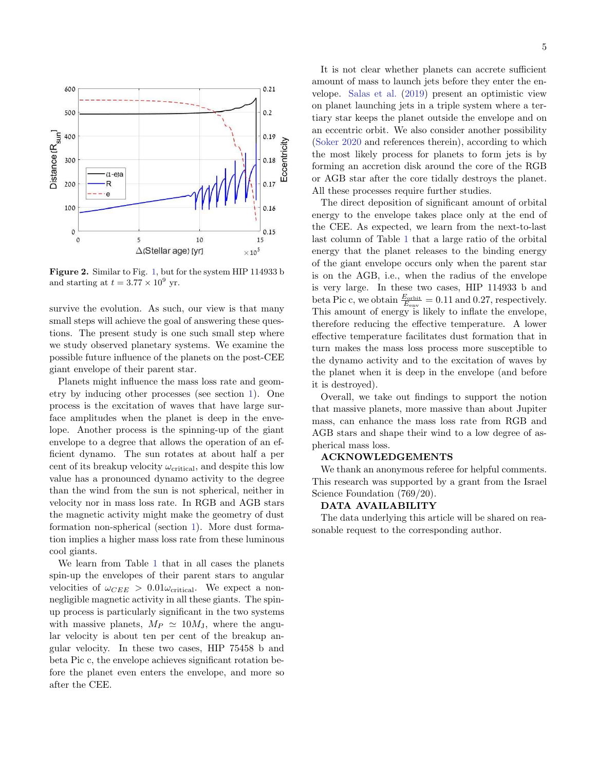**Figure 2.** Similar to Fig. 1, but for the system HIP 114933 b and starting at $t = 3.77 \times 10^9$ yr.

survive the evolution. As such, our view is that many small steps will achieve the goal of answering these questions. The present study is one such small step where we study observed planetary systems. We examine the possible future influence of the planets on the post-CEE giant envelope of their parent star.

Planets might influence the mass loss rate and geometry by inducing other processes (see section 1). One process is the excitation of waves that have large surface amplitudes when the planet is deep in the envelope. Another process is the spinning-up of the giant envelope to a degree that allows the operation of an efficient dynamo. The sun rotates at about half a per cent of its breakup velocity $\omega_{\rm critical}$, and despite this low value has a pronounced dynamo activity to the degree than the wind from the sun is not spherical, neither in velocity nor in mass loss rate. In RGB and AGB stars the magnetic activity might make the geometry of dust formation non-spherical (section 1). More dust formation implies a higher mass loss rate from these luminous cool giants.

We learn from Table 1 that in all cases the planets spin-up the envelopes of their parent stars to angular velocities of $\omega_{CEE} > 0.01\omega_{\rm critical}$. We expect a non-negligible magnetic activity in all these giants. The spin-up process is particularly significant in the two systems with massive planets, $M_P \simeq 10 M_{\rm J}$, where the angular velocity is about ten per cent of the breakup angular velocity. In these two cases, HIP 75458 b and beta Pic c, the envelope achieves significant rotation before the planet even enters the envelope, and more so after the CEE.

It is not clear whether planets can accrete sufficient amount of mass to launch jets before they enter the envelope. Salas et al. (2019) present an optimistic view on planet launching jets in a triple system where a tertiary star keeps the planet outside the envelope and on an eccentric orbit. We also consider another possibility (Soker 2020 and references therein), according to which the most likely process for planets to form jets is by forming an accretion disk around the core of the RGB or AGB star after the core tidally destroys the planet. All these processes require further studies.

The direct deposition of significant amount of orbital energy to the envelope takes place only at the end of the CEE. As expected, we learn from the next-to-last last column of Table 1 that a large ratio of the orbital energy that the planet releases to the binding energy of the giant envelope occurs only when the parent star is on the AGB, i.e., when the radius of the envelope is very large. In these two cases, HIP 114933 b and beta Pic c, we obtain $\frac{E_{\rm orbit}}{E_{\rm env}} = 0.11$ and $0.27$, respectively. This amount of energy is likely to inflate the envelope, therefore reducing the effective temperature. A lower effective temperature facilitates dust formation that in turn makes the mass loss process more susceptible to the dynamo activity and to the excitation of waves by the planet when it is deep in the envelope (and before it is destroyed).

Overall, we take out findings to support the notion that massive planets, more massive than about Jupiter mass, can enhance the mass loss rate from RGB and AGB stars and shape their wind to a low degree of aspherical mass loss.

## ACKNOWLEDGEMENTS

We thank an anonymous referee for helpful comments. This research was supported by a grant from the Israel Science Foundation (769/20).

## DATA AVAILABILITY

The data underlying this article will be shared on reasonable request to the corresponding author.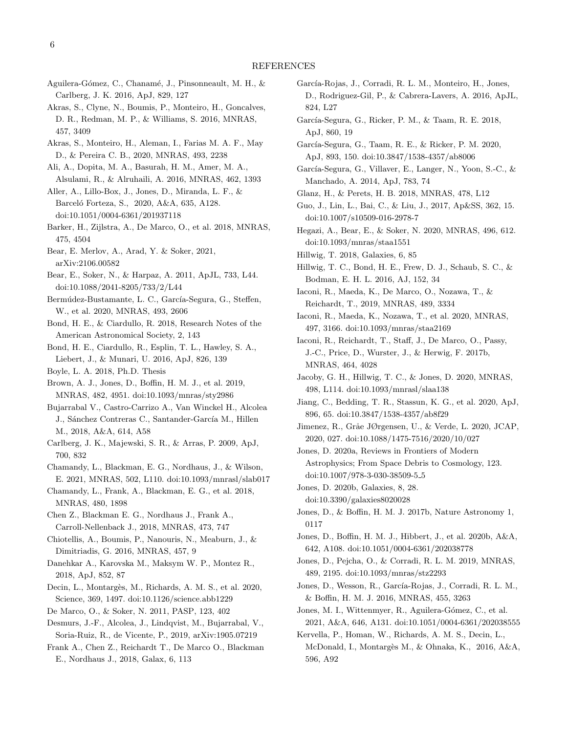## REFERENCES

Aguilera-Gómez, C., Chanamé, J., Pinsonneault, M. H., & Carlberg, J. K. 2016, ApJ, 829, 127

Akras, S., Clyne, N., Boumis, P., Monteiro, H., Goncalves, D. R., Redman, M. P., & Williams, S. 2016, MNRAS, 457, 3409

Akras, S., Monteiro, H., Aleman, I., Farias M. A. F., May D., & Pereira C. B., 2020, MNRAS, 493, 2238

Ali, A., Dopita, M. A., Basurah, H. M., Amer, M. A., Alsulami, R., & Alruhaili, A. 2016, MNRAS, 462, 1393

Aller, A., Lillo-Box, J., Jones, D., Miranda, L. F., & Barceló Forteza, S., 2020, A&A, 635, A128. doi:10.1051/0004-6361/201937118

Barker, H., Zijlstra, A., De Marco, O., et al. 2018, MNRAS, 475, 4504

Bear, E. Merlov, A., Arad, Y. & Soker, 2021, arXiv:2106.00582

Bear, E., Soker, N., & Harpaz, A. 2011, ApJL, 733, L44. doi:10.1088/2041-8205/733/2/L44

Bermúdez-Bustamante, L. C., García-Segura, G., Steffen, W., et al. 2020, MNRAS, 493, 2606

Bond, H. E., & Ciardullo, R. 2018, Research Notes of the American Astronomical Society, 2, 143

Bond, H. E., Ciardullo, R., Esplin, T. L., Hawley, S. A., Liebert, J., & Munari, U. 2016, ApJ, 826, 139

Boyle, L. A. 2018, Ph.D. Thesis

Brown, A. J., Jones, D., Boffin, H. M. J., et al. 2019, MNRAS, 482, 4951. doi:10.1093/mnras/sty2986

Bujarrabal V., Castro-Carrizo A., Van Winckel H., Alcolea J., Sánchez Contreras C., Santander-García M., Hillen M., 2018, A&A, 614, A58

Carlberg, J. K., Majewski, S. R., & Arras, P. 2009, ApJ, 700, 832

Chamandy, L., Blackman, E. G., Nordhaus, J., & Wilson, E. 2021, MNRAS, 502, L110. doi:10.1093/mnrasl/slab017

Chamandy, L., Frank, A., Blackman, E. G., et al. 2018, MNRAS, 480, 1898

Chen Z., Blackman E. G., Nordhaus J., Frank A., Carroll-Nellenback J., 2018, MNRAS, 473, 747

Chiotellis, A., Boumis, P., Nanouris, N., Meaburn, J., & Dimitriadis, G. 2016, MNRAS, 457, 9

Danehkar A., Karovska M., Maksym W. P., Montez R., 2018, ApJ, 852, 87

Decin, L., Montargès, M., Richards, A. M. S., et al. 2020, Science, 369, 1497. doi:10.1126/science.abb1229

De Marco, O., & Soker, N. 2011, PASP, 123, 402

Desmurs, J.-F., Alcolea, J., Lindqvist, M., Bujarrabal, V., Soria-Ruiz, R., de Vicente, P., 2019, arXiv:1905.07219

Frank A., Chen Z., Reichardt T., De Marco O., Blackman E., Nordhaus J., 2018, Galax, 6, 113

García-Rojas, J., Corradi, R. L. M., Monteiro, H., Jones, D., Rodriguez-Gil, P., & Cabrera-Lavers, A. 2016, ApJL, 824, L27

García-Segura, G., Ricker, P. M., & Taam, R. E. 2018, ApJ, 860, 19

García-Segura, G., Taam, R. E., & Ricker, P. M. 2020, ApJ, 893, 150. doi:10.3847/1538-4357/ab8006

García-Segura, G., Villaver, E., Langer, N., Yoon, S.-C., & Manchado, A. 2014, ApJ, 783, 74

Glanz, H., & Perets, H. B. 2018, MNRAS, 478, L12

Guo, J., Lin, L., Bai, C., & Liu, J., 2017, Ap&SS, 362, 15. doi:10.1007/s10509-016-2978-7

Hegazi, A., Bear, E., & Soker, N. 2020, MNRAS, 496, 612. doi:10.1093/mnras/staa1551

Hillwig, T. 2018, Galaxies, 6, 85

Hillwig, T. C., Bond, H. E., Frew, D. J., Schaub, S. C., & Bodman, E. H. L. 2016, AJ, 152, 34

Iaconi, R., Maeda, K., De Marco, O., Nozawa, T., & Reichardt, T., 2019, MNRAS, 489, 3334

Iaconi, R., Maeda, K., Nozawa, T., et al. 2020, MNRAS, 497, 3166. doi:10.1093/mnras/staa2169

Iaconi, R., Reichardt, T., Staff, J., De Marco, O., Passy, J.-C., Price, D., Wurster, J., & Herwig, F. 2017b, MNRAS, 464, 4028

Jacoby, G. H., Hillwig, T. C., & Jones, D. 2020, MNRAS, 498, L114. doi:10.1093/mnrasl/slaa138

Jiang, C., Bedding, T. R., Stassun, K. G., et al. 2020, ApJ, 896, 65. doi:10.3847/1538-4357/ab8f29

Jimenez, R., Gråe JØrgensen, U., & Verde, L. 2020, JCAP, 2020, 027. doi:10.1088/1475-7516/2020/10/027

Jones, D. 2020a, Reviews in Frontiers of Modern Astrophysics; From Space Debris to Cosmology, 123. doi:10.1007/978-3-030-38509-5_5

Jones, D. 2020b, Galaxies, 8, 28. doi:10.3390/galaxies8020028

Jones, D., & Boffin, H. M. J. 2017b, Nature Astronomy 1, 0117

Jones, D., Boffin, H. M. J., Hibbert, J., et al. 2020b, A&A, 642, A108. doi:10.1051/0004-6361/202038778

Jones, D., Pejcha, O., & Corradi, R. L. M. 2019, MNRAS, 489, 2195. doi:10.1093/mnras/stz2293

Jones, D., Wesson, R., García-Rojas, J., Corradi, R. L. M., & Boffin, H. M. J. 2016, MNRAS, 455, 3263

Jones, M. I., Wittenmyer, R., Aguilera-Gómez, C., et al. 2021, A&A, 646, A131. doi:10.1051/0004-6361/202038555

Kervella, P., Homan, W., Richards, A. M. S., Decin, L., McDonald, I., Montargès M., & Ohnaka, K., 2016, A&A, 596, A92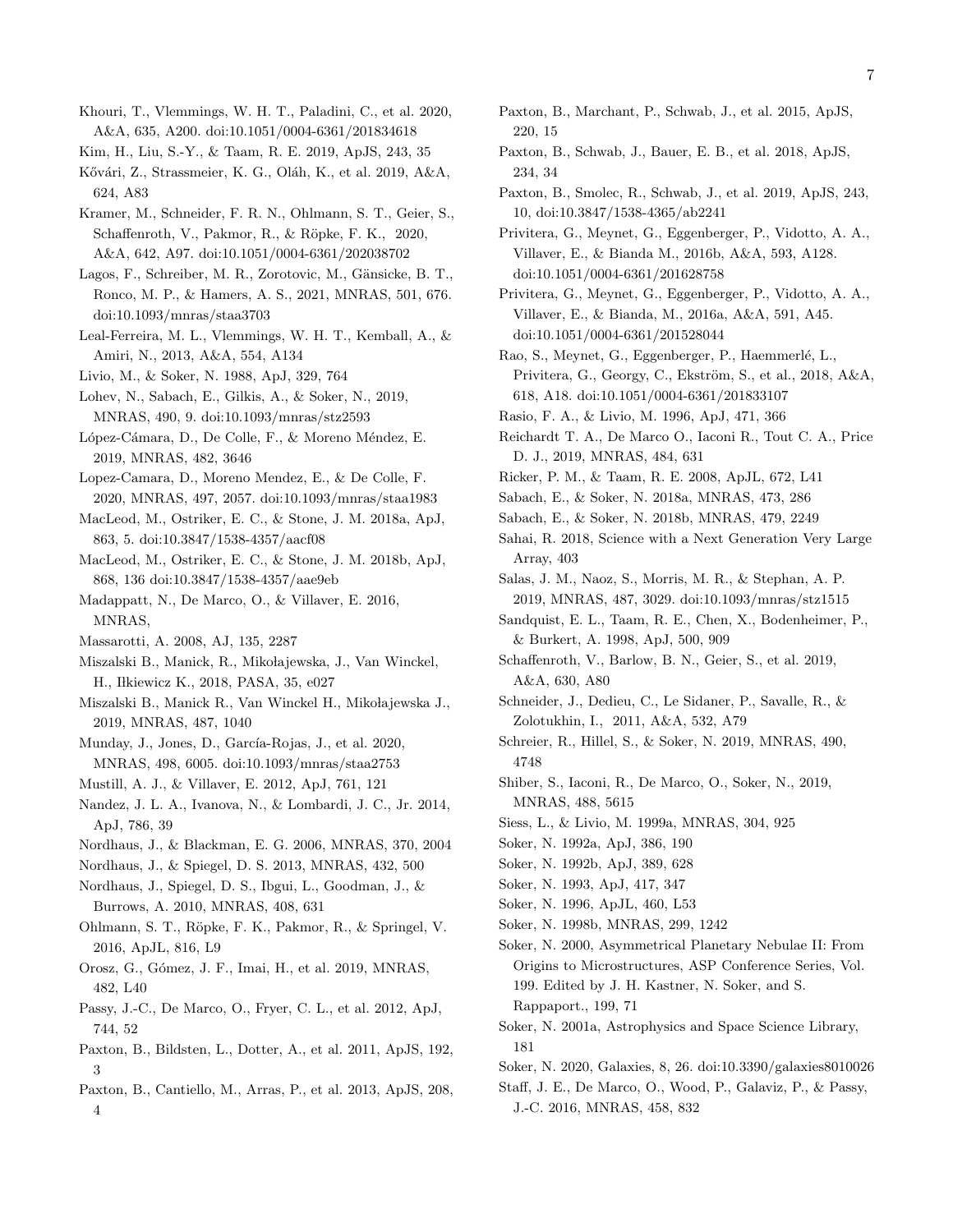Khouri, T., Vlemmings, W. H. T., Paladini, C., et al. 2020, A&A, 635, A200. doi:10.1051/0004-6361/201834618

Kim, H., Liu, S.-Y., & Taam, R. E. 2019, ApJS, 243, 35

Kővári, Z., Strassmeier, K. G., Oláh, K., et al. 2019, A&A, 624, A83

Kramer, M., Schneider, F. R. N., Ohlmann, S. T., Geier, S., Schaffenroth, V., Pakmor, R., & Röpke, F. K., 2020, A&A, 642, A97. doi:10.1051/0004-6361/202038702

Lagos, F., Schreiber, M. R., Zorotovic, M., Gänsicke, B. T., Ronco, M. P., & Hamers, A. S., 2021, MNRAS, 501, 676. doi:10.1093/mnras/staa3703

Leal-Ferreira, M. L., Vlemmings, W. H. T., Kemball, A., & Amiri, N., 2013, A&A, 554, A134

Livio, M., & Soker, N. 1988, ApJ, 329, 764

Lohev, N., Sabach, E., Gilkis, A., & Soker, N., 2019, MNRAS, 490, 9. doi:10.1093/mnras/stz2593

López-Cámara, D., De Colle, F., & Moreno Méndez, E. 2019, MNRAS, 482, 3646

Lopez-Camara, D., Moreno Mendez, E., & De Colle, F. 2020, MNRAS, 497, 2057. doi:10.1093/mnras/staa1983

MacLeod, M., Ostriker, E. C., & Stone, J. M. 2018a, ApJ, 863, 5. doi:10.3847/1538-4357/aacf08

MacLeod, M., Ostriker, E. C., & Stone, J. M. 2018b, ApJ, 868, 136 doi:10.3847/1538-4357/aae9eb

Madappatt, N., De Marco, O., & Villaver, E. 2016, MNRAS,

Massarotti, A. 2008, AJ, 135, 2287

Miszalski B., Manick, R., Mikołajewska, J., Van Winckel, H., Ilkiewicz K., 2018, PASA, 35, e027

Miszalski B., Manick R., Van Winckel H., Mikołajewska J., 2019, MNRAS, 487, 1040

Munday, J., Jones, D., García-Rojas, J., et al. 2020, MNRAS, 498, 6005. doi:10.1093/mnras/staa2753

Mustill, A. J., & Villaver, E. 2012, ApJ, 761, 121

Nandez, J. L. A., Ivanova, N., & Lombardi, J. C., Jr. 2014, ApJ, 786, 39

Nordhaus, J., & Blackman, E. G. 2006, MNRAS, 370, 2004

Nordhaus, J., & Spiegel, D. S. 2013, MNRAS, 432, 500

Nordhaus, J., Spiegel, D. S., Ibgui, L., Goodman, J., & Burrows, A. 2010, MNRAS, 408, 631

Ohlmann, S. T., Röpke, F. K., Pakmor, R., & Springel, V. 2016, ApJL, 816, L9

Orosz, G., Gómez, J. F., Imai, H., et al. 2019, MNRAS, 482, L40

Passy, J.-C., De Marco, O., Fryer, C. L., et al. 2012, ApJ, 744, 52

Paxton, B., Bildsten, L., Dotter, A., et al. 2011, ApJS, 192, 3

Paxton, B., Cantiello, M., Arras, P., et al. 2013, ApJS, 208, 4

Paxton, B., Marchant, P., Schwab, J., et al. 2015, ApJS, 220, 15

Paxton, B., Schwab, J., Bauer, E. B., et al. 2018, ApJS, 234, 34

Paxton, B., Smolec, R., Schwab, J., et al. 2019, ApJS, 243, 10, doi:10.3847/1538-4365/ab2241

Privitera, G., Meynet, G., Eggenberger, P., Vidotto, A. A., Villaver, E., & Bianda M., 2016b, A&A, 593, A128. doi:10.1051/0004-6361/201628758

Privitera, G., Meynet, G., Eggenberger, P., Vidotto, A. A., Villaver, E., & Bianda, M., 2016a, A&A, 591, A45. doi:10.1051/0004-6361/201528044

Rao, S., Meynet, G., Eggenberger, P., Haemmerlé, L., Privitera, G., Georgy, C., Ekström, S., et al., 2018, A&A, 618, A18. doi:10.1051/0004-6361/201833107

Rasio, F. A., & Livio, M. 1996, ApJ, 471, 366

Reichardt T. A., De Marco O., Iaconi R., Tout C. A., Price D. J., 2019, MNRAS, 484, 631

Ricker, P. M., & Taam, R. E. 2008, ApJL, 672, L41

Sabach, E., & Soker, N. 2018a, MNRAS, 473, 286

Sabach, E., & Soker, N. 2018b, MNRAS, 479, 2249

Sahai, R. 2018, Science with a Next Generation Very Large Array, 403

Salas, J. M., Naoz, S., Morris, M. R., & Stephan, A. P. 2019, MNRAS, 487, 3029. doi:10.1093/mnras/stz1515

Sandquist, E. L., Taam, R. E., Chen, X., Bodenheimer, P., & Burkert, A. 1998, ApJ, 500, 909

Schaffenroth, V., Barlow, B. N., Geier, S., et al. 2019, A&A, 630, A80

Schneider, J., Dedieu, C., Le Sidaner, P., Savalle, R., & Zolotukhin, I., 2011, A&A, 532, A79

Schreier, R., Hillel, S., & Soker, N. 2019, MNRAS, 490, 4748

Shiber, S., Iaconi, R., De Marco, O., Soker, N., 2019, MNRAS, 488, 5615

Siess, L., & Livio, M. 1999a, MNRAS, 304, 925

Soker, N. 1992a, ApJ, 386, 190

Soker, N. 1992b, ApJ, 389, 628

Soker, N. 1993, ApJ, 417, 347

Soker, N. 1996, ApJL, 460, L53

Soker, N. 1998b, MNRAS, 299, 1242

Soker, N. 2000, Asymmetrical Planetary Nebulae II: From Origins to Microstructures, ASP Conference Series, Vol. 199. Edited by J. H. Kastner, N. Soker, and S. Rappaport., 199, 71

Soker, N. 2001a, Astrophysics and Space Science Library, 181

Soker, N. 2020, Galaxies, 8, 26. doi:10.3390/galaxies8010026

Staff, J. E., De Marco, O., Wood, P., Galaviz, P., & Passy, J.-C. 2016, MNRAS, 458, 832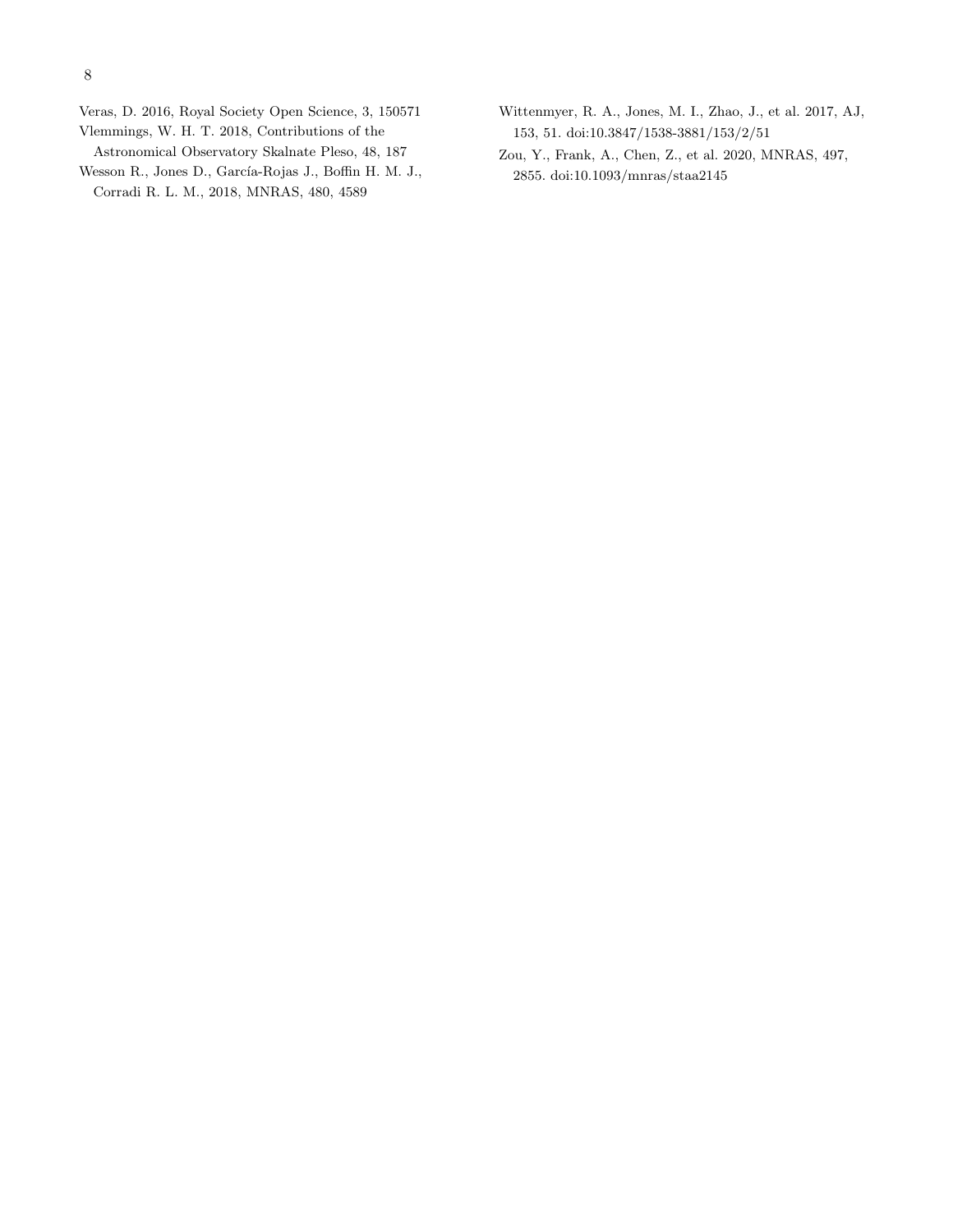Veras, D. 2016, Royal Society Open Science, 3, 150571

Vlemmings, W. H. T. 2018, Contributions of the Astronomical Observatory Skalnate Pleso, 48, 187

Wesson R., Jones D., García-Rojas J., Boffin H. M. J., Corradi R. L. M., 2018, MNRAS, 480, 4589

Wittenmyer, R. A., Jones, M. I., Zhao, J., et al. 2017, AJ, 153, 51. doi:10.3847/1538-3881/153/2/51

Zou, Y., Frank, A., Chen, Z., et al. 2020, MNRAS, 497, 2855. doi:10.1093/mnras/staa2145